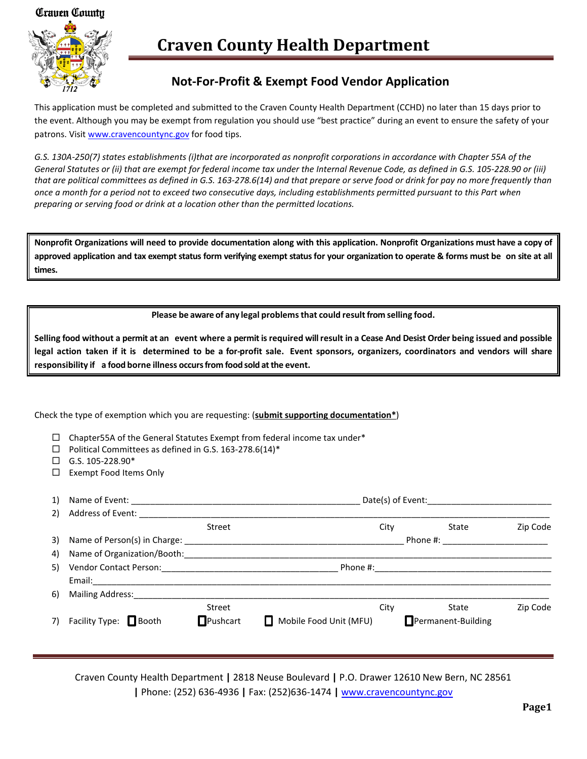Craven County

1712

# Craven County Health Department

## Not-For-Profit & Exempt Food Vendor Application

This application must be completed and submitted to the Craven County Health Department (CCHD) no later than 15 days prior to the event. Although you may be exempt from regulation you should use "best practice" during an event to ensure the safety of your patrons. Visit www.cravencountync.gov for food tips.

*G.S. 130A-250(7) states establishments (i)that are incorporated as nonprofit corporations in accordance with Chapter 55A of the General Statutes or (ii) that are exempt for federal income tax under the Internal Revenue Code, as defined in G.S. 105-228.90 or (iii) that are political committees as defined in G.S. 163-278.6(14) and that prepare or serve food or drink for pay no more frequently than once a month for a period not to exceed two consecutive days, including establishments permitted pursuant to this Part when preparing or serving food or drink at a location other than the permitted locations.*

**Nonprofit Organizations will need to provide documentation along with this application. Nonprofit Organizations must have a copy of approved application and tax exempt status form verifying exempt status for your organization to operate & forms must be on site at all times.**

**Please be aware of any legal problems that could result from selling food.**

**Selling food without a permit at an event where a permit is required will result in a Cease And Desist Order being issued and possible legal action taken if it is determined to be a for-profit sale. Event sponsors, organizers, coordinators and vendors will share responsibility if a food borne illness occurs from food sold at the event.**

Check the type of exemption which you are requesting: (**submit supporting documentation***)

- ☐ Chapter55A of the General Statutes Exempt from federal income tax under*
- ☐ Political Committees as defined in G.S. 163-278.6(14)*
- ☐ G.S. 105-228.90*
- ☐ Exempt Food Items Only

1) Name of Event: ______________________________ Date(s) of Event: ____________________
2) Address of Event: ____________________________________________________________
   Street City State Zip Code
3) Name of Person(s) in Charge: ______________________________ Phone #: ________________
4) Name of Organization/Booth: _____________________________________________________
5) Vendor Contact Person: ______________________________ Phone #: ______________________
   Email: _______________________________________________________________________
6) Mailing Address: ______________________________________________________________
   Street City State Zip Code
7) Facility Type: ☐ Booth ☐ Pushcart ☐ Mobile Food Unit (MFU) ☐ Permanent-Building

Craven County Health Department | 2818 Neuse Boulevard | P.O. Drawer 12610 New Bern, NC 28561 | Phone: (252) 636-4936 | Fax: (252)636-1474 | www.cravencountync.gov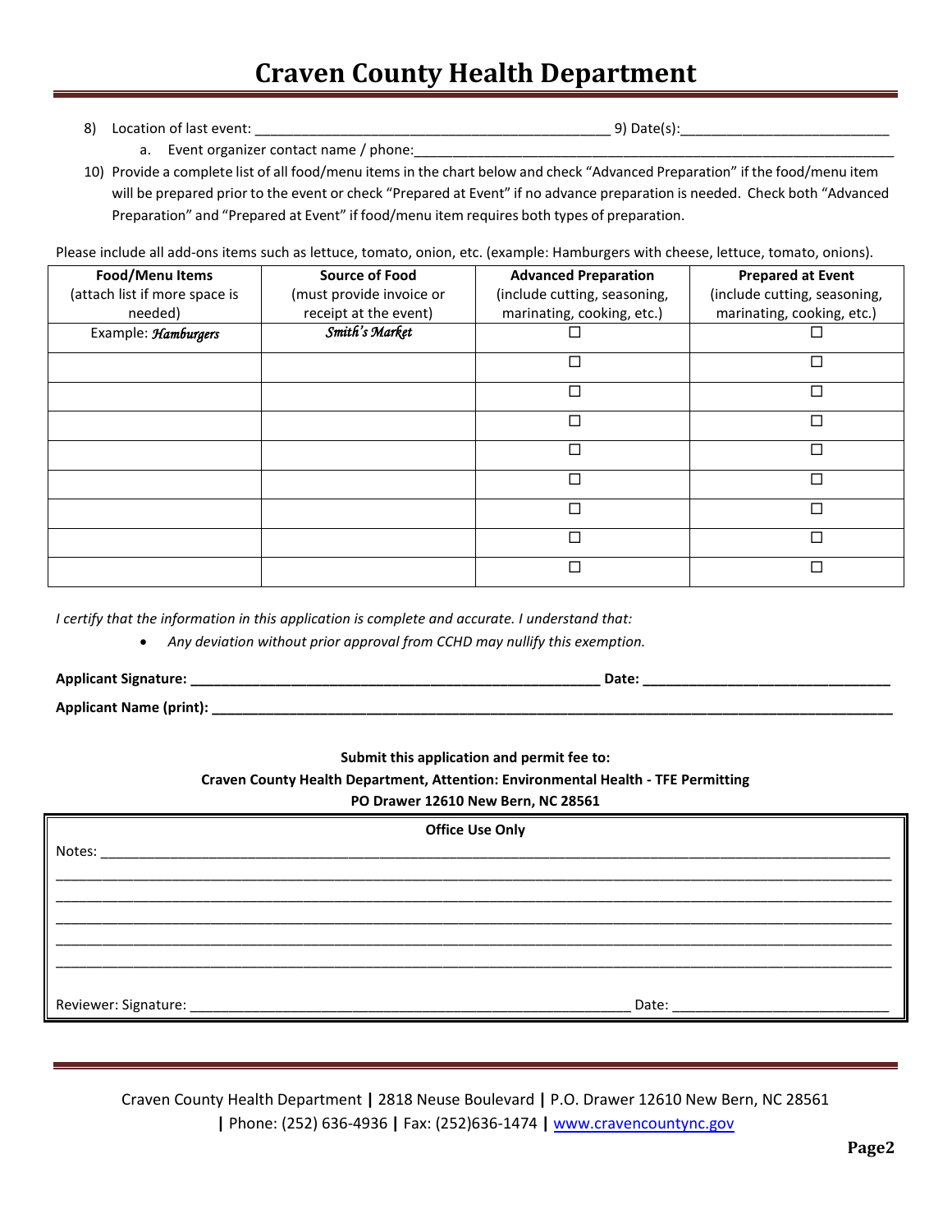# Craven County Health Department

8) Location of last event: _______________________________________________ 9) Date(s):____________________________

   a. Event organizer contact name / phone:_________________________________________________________________

10) Provide a complete list of all food/menu items in the chart below and check "Advanced Preparation" if the food/menu item will be prepared prior to the event or check "Prepared at Event" if no advance preparation is needed. Check both "Advanced Preparation" and "Prepared at Event" if food/menu item requires both types of preparation.

Please include all add-ons items such as lettuce, tomato, onion, etc. (example: Hamburgers with cheese, lettuce, tomato, onions).

| **Food/Menu Items** (attach list if more space is needed) | **Source of Food** (must provide invoice or receipt at the event) | **Advanced Preparation** (include cutting, seasoning, marinating, cooking, etc.) | **Prepared at Event** (include cutting, seasoning, marinating, cooking, etc.) |
|---|---|---|---|
| Example: *Hamburgers* | *Smith's Market* | ☐ | ☐ |
| | | ☐ | ☐ |
| | | ☐ | ☐ |
| | | ☐ | ☐ |
| | | ☐ | ☐ |
| | | ☐ | ☐ |
| | | ☐ | ☐ |
| | | ☐ | ☐ |
| | | ☐ | ☐ |

*I certify that the information in this application is complete and accurate. I understand that:*

- *Any deviation without prior approval from CCHD may nullify this exemption.*

**Applicant Signature: ______________________________________________________ Date: ________________________________**

**Applicant Name (print): __________________________________________________________________________________________**

**Submit this application and permit fee to:**
**Craven County Health Department, Attention: Environmental Health - TFE Permitting**
**PO Drawer 12610 New Bern, NC 28561**

**Office Use Only**

Notes: ____________________________________________________________________________________________________

__________________________________________________________________________________________________________

__________________________________________________________________________________________________________

__________________________________________________________________________________________________________

__________________________________________________________________________________________________________

__________________________________________________________________________________________________________

Reviewer: Signature: __________________________________________________________ Date: ____________________________

Craven County Health Department | 2818 Neuse Boulevard | P.O. Drawer 12610 New Bern, NC 28561 | Phone: (252) 636-4936 | Fax: (252)636-1474 | www.cravencountync.gov